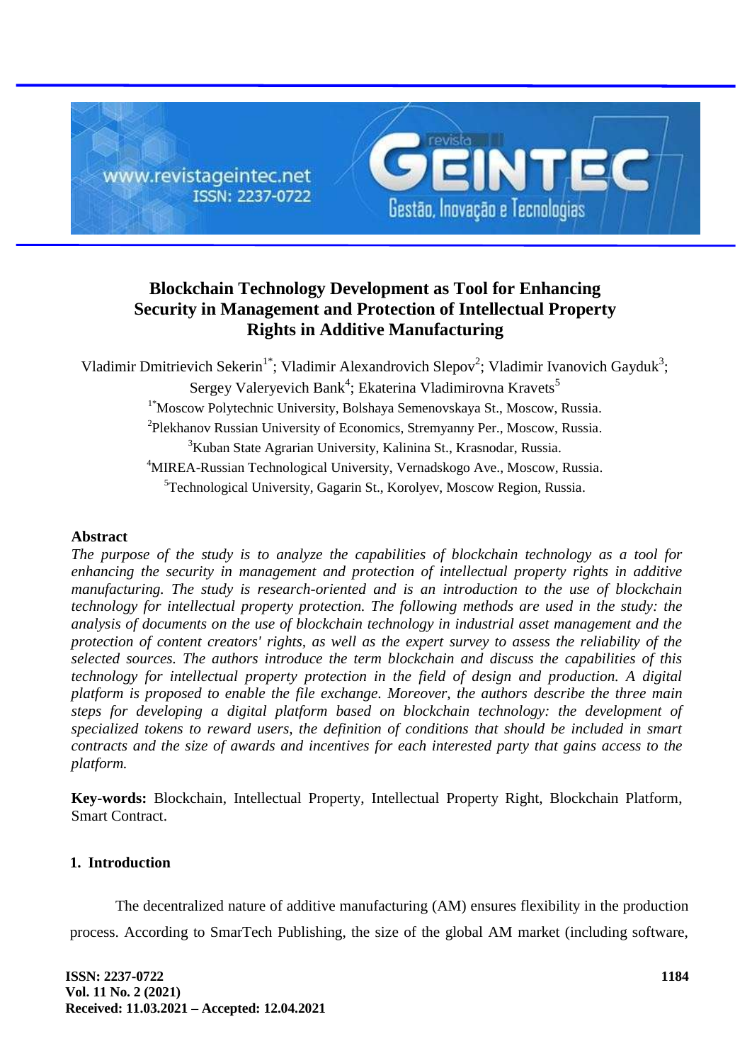# Blockchain Technology Development as Tool for Enhancing Security in Management and Protection of Intellectual Property Rights in Additive Manufacturing

Vladimir Dmitrievich Sekerin[1*]; Vladimir Alexandrovich Slepov[2]; Vladimir Ivanovich Gayduk[3]; Sergey Valeryevich Bank[4]; Ekaterina Vladimirovna Kravets[5]

[1*]Moscow Polytechnic University, Bolshaya Semenovskaya St., Moscow, Russia.

[2]Plekhanov Russian University of Economics, Stremyanny Per., Moscow, Russia.

[3]Kuban State Agrarian University, Kalinina St., Krasnodar, Russia.

[4]MIREA-Russian Technological University, Vernadskogo Ave., Moscow, Russia.

[5]Technological University, Gagarin St., Korolyev, Moscow Region, Russia.

## Abstract

*The purpose of the study is to analyze the capabilities of blockchain technology as a tool for enhancing the security in management and protection of intellectual property rights in additive manufacturing. The study is research-oriented and is an introduction to the use of blockchain technology for intellectual property protection. The following methods are used in the study: the analysis of documents on the use of blockchain technology in industrial asset management and the protection of content creators' rights, as well as the expert survey to assess the reliability of the selected sources. The authors introduce the term blockchain and discuss the capabilities of this technology for intellectual property protection in the field of design and production. A digital platform is proposed to enable the file exchange. Moreover, the authors describe the three main steps for developing a digital platform based on blockchain technology: the development of specialized tokens to reward users, the definition of conditions that should be included in smart contracts and the size of awards and incentives for each interested party that gains access to the platform.*

**Key-words:** Blockchain, Intellectual Property, Intellectual Property Right, Blockchain Platform, Smart Contract.

## 1. Introduction

The decentralized nature of additive manufacturing (AM) ensures flexibility in the production process. According to SmarTech Publishing, the size of the global AM market (including software,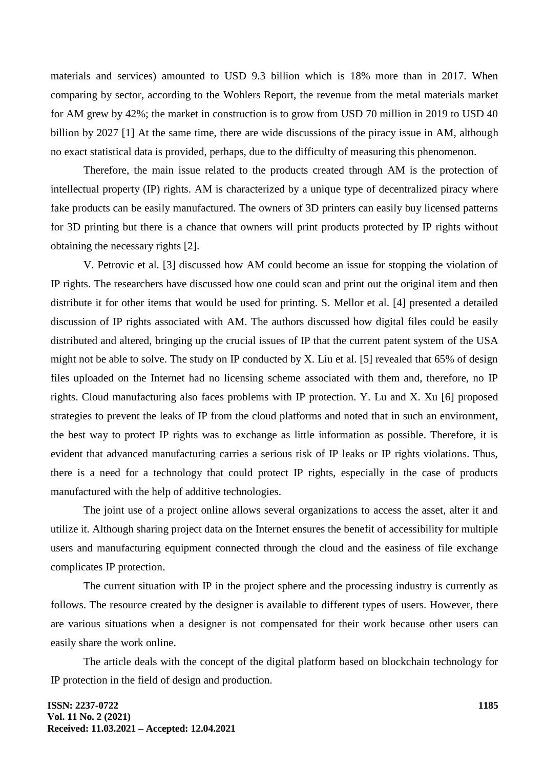materials and services) amounted to USD 9.3 billion which is 18% more than in 2017. When comparing by sector, according to the Wohlers Report, the revenue from the metal materials market for AM grew by 42%; the market in construction is to grow from USD 70 million in 2019 to USD 40 billion by 2027 [1] At the same time, there are wide discussions of the piracy issue in AM, although no exact statistical data is provided, perhaps, due to the difficulty of measuring this phenomenon.

Therefore, the main issue related to the products created through AM is the protection of intellectual property (IP) rights. AM is characterized by a unique type of decentralized piracy where fake products can be easily manufactured. The owners of 3D printers can easily buy licensed patterns for 3D printing but there is a chance that owners will print products protected by IP rights without obtaining the necessary rights [2].

V. Petrovic et al. [3] discussed how AM could become an issue for stopping the violation of IP rights. The researchers have discussed how one could scan and print out the original item and then distribute it for other items that would be used for printing. S. Mellor et al. [4] presented a detailed discussion of IP rights associated with AM. The authors discussed how digital files could be easily distributed and altered, bringing up the crucial issues of IP that the current patent system of the USA might not be able to solve. The study on IP conducted by X. Liu et al. [5] revealed that 65% of design files uploaded on the Internet had no licensing scheme associated with them and, therefore, no IP rights. Cloud manufacturing also faces problems with IP protection. Y. Lu and X. Xu [6] proposed strategies to prevent the leaks of IP from the cloud platforms and noted that in such an environment, the best way to protect IP rights was to exchange as little information as possible. Therefore, it is evident that advanced manufacturing carries a serious risk of IP leaks or IP rights violations. Thus, there is a need for a technology that could protect IP rights, especially in the case of products manufactured with the help of additive technologies.

The joint use of a project online allows several organizations to access the asset, alter it and utilize it. Although sharing project data on the Internet ensures the benefit of accessibility for multiple users and manufacturing equipment connected through the cloud and the easiness of file exchange complicates IP protection.

The current situation with IP in the project sphere and the processing industry is currently as follows. The resource created by the designer is available to different types of users. However, there are various situations when a designer is not compensated for their work because other users can easily share the work online.

The article deals with the concept of the digital platform based on blockchain technology for IP protection in the field of design and production.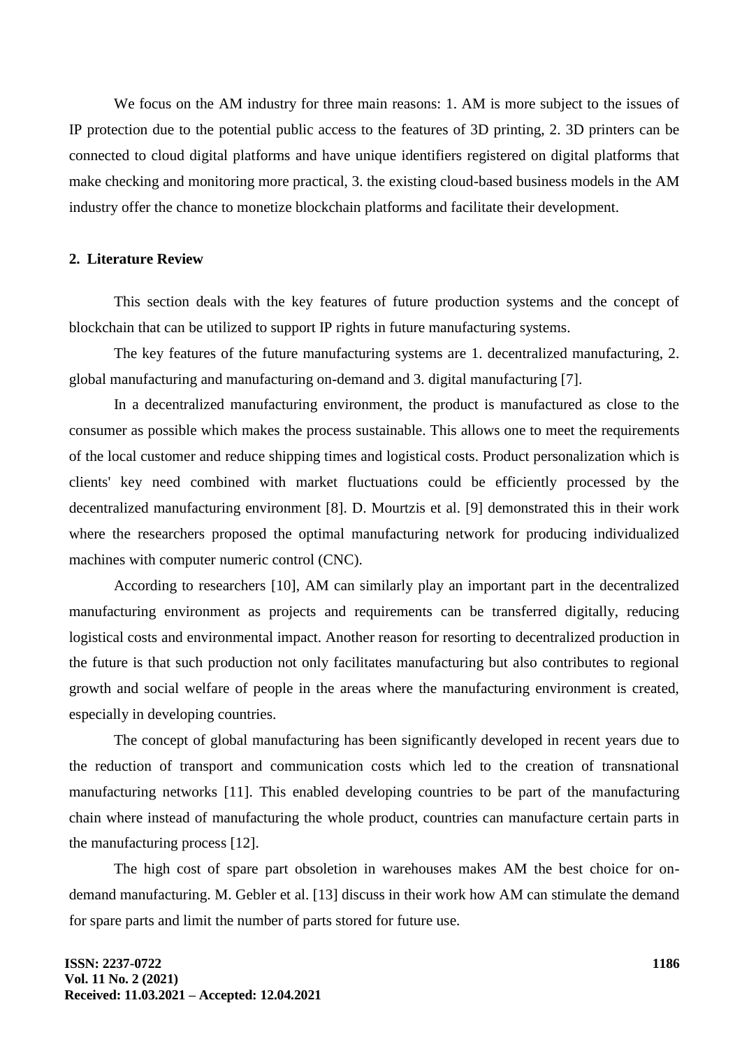We focus on the AM industry for three main reasons: 1. AM is more subject to the issues of IP protection due to the potential public access to the features of 3D printing, 2. 3D printers can be connected to cloud digital platforms and have unique identifiers registered on digital platforms that make checking and monitoring more practical, 3. the existing cloud-based business models in the AM industry offer the chance to monetize blockchain platforms and facilitate their development.

## 2. Literature Review

This section deals with the key features of future production systems and the concept of blockchain that can be utilized to support IP rights in future manufacturing systems.

The key features of the future manufacturing systems are 1. decentralized manufacturing, 2. global manufacturing and manufacturing on-demand and 3. digital manufacturing [7].

In a decentralized manufacturing environment, the product is manufactured as close to the consumer as possible which makes the process sustainable. This allows one to meet the requirements of the local customer and reduce shipping times and logistical costs. Product personalization which is clients' key need combined with market fluctuations could be efficiently processed by the decentralized manufacturing environment [8]. D. Mourtzis et al. [9] demonstrated this in their work where the researchers proposed the optimal manufacturing network for producing individualized machines with computer numeric control (CNC).

According to researchers [10], AM can similarly play an important part in the decentralized manufacturing environment as projects and requirements can be transferred digitally, reducing logistical costs and environmental impact. Another reason for resorting to decentralized production in the future is that such production not only facilitates manufacturing but also contributes to regional growth and social welfare of people in the areas where the manufacturing environment is created, especially in developing countries.

The concept of global manufacturing has been significantly developed in recent years due to the reduction of transport and communication costs which led to the creation of transnational manufacturing networks [11]. This enabled developing countries to be part of the manufacturing chain where instead of manufacturing the whole product, countries can manufacture certain parts in the manufacturing process [12].

The high cost of spare part obsoletion in warehouses makes AM the best choice for on-demand manufacturing. M. Gebler et al. [13] discuss in their work how AM can stimulate the demand for spare parts and limit the number of parts stored for future use.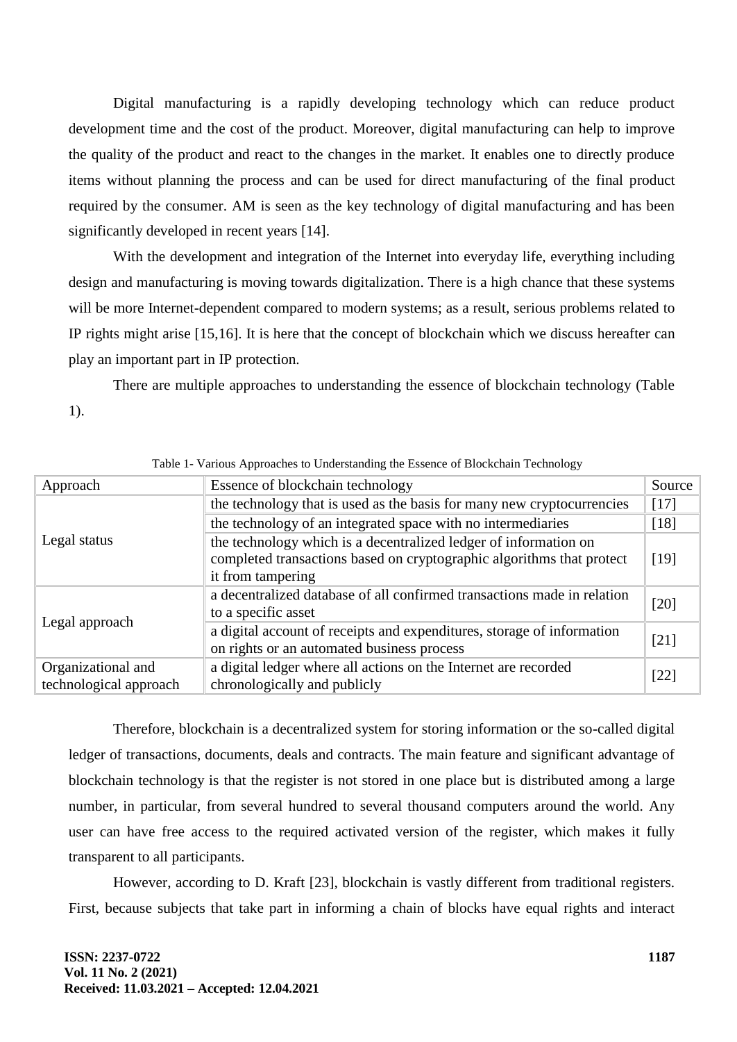Digital manufacturing is a rapidly developing technology which can reduce product development time and the cost of the product. Moreover, digital manufacturing can help to improve the quality of the product and react to the changes in the market. It enables one to directly produce items without planning the process and can be used for direct manufacturing of the final product required by the consumer. AM is seen as the key technology of digital manufacturing and has been significantly developed in recent years [14].

With the development and integration of the Internet into everyday life, everything including design and manufacturing is moving towards digitalization. There is a high chance that these systems will be more Internet-dependent compared to modern systems; as a result, serious problems related to IP rights might arise [15,16]. It is here that the concept of blockchain which we discuss hereafter can play an important part in IP protection.

There are multiple approaches to understanding the essence of blockchain technology (Table 1).

Table 1- Various Approaches to Understanding the Essence of Blockchain Technology

| Approach | Essence of blockchain technology | Source |
|---|---|---|
| Legal status | the technology that is used as the basis for many new cryptocurrencies | [17] |
| | the technology of an integrated space with no intermediaries | [18] |
| | the technology which is a decentralized ledger of information on completed transactions based on cryptographic algorithms that protect it from tampering | [19] |
| Legal approach | a decentralized database of all confirmed transactions made in relation to a specific asset | [20] |
| | a digital account of receipts and expenditures, storage of information on rights or an automated business process | [21] |
| Organizational and technological approach | a digital ledger where all actions on the Internet are recorded chronologically and publicly | [22] |

Therefore, blockchain is a decentralized system for storing information or the so-called digital ledger of transactions, documents, deals and contracts. The main feature and significant advantage of blockchain technology is that the register is not stored in one place but is distributed among a large number, in particular, from several hundred to several thousand computers around the world. Any user can have free access to the required activated version of the register, which makes it fully transparent to all participants.

However, according to D. Kraft [23], blockchain is vastly different from traditional registers. First, because subjects that take part in informing a chain of blocks have equal rights and interact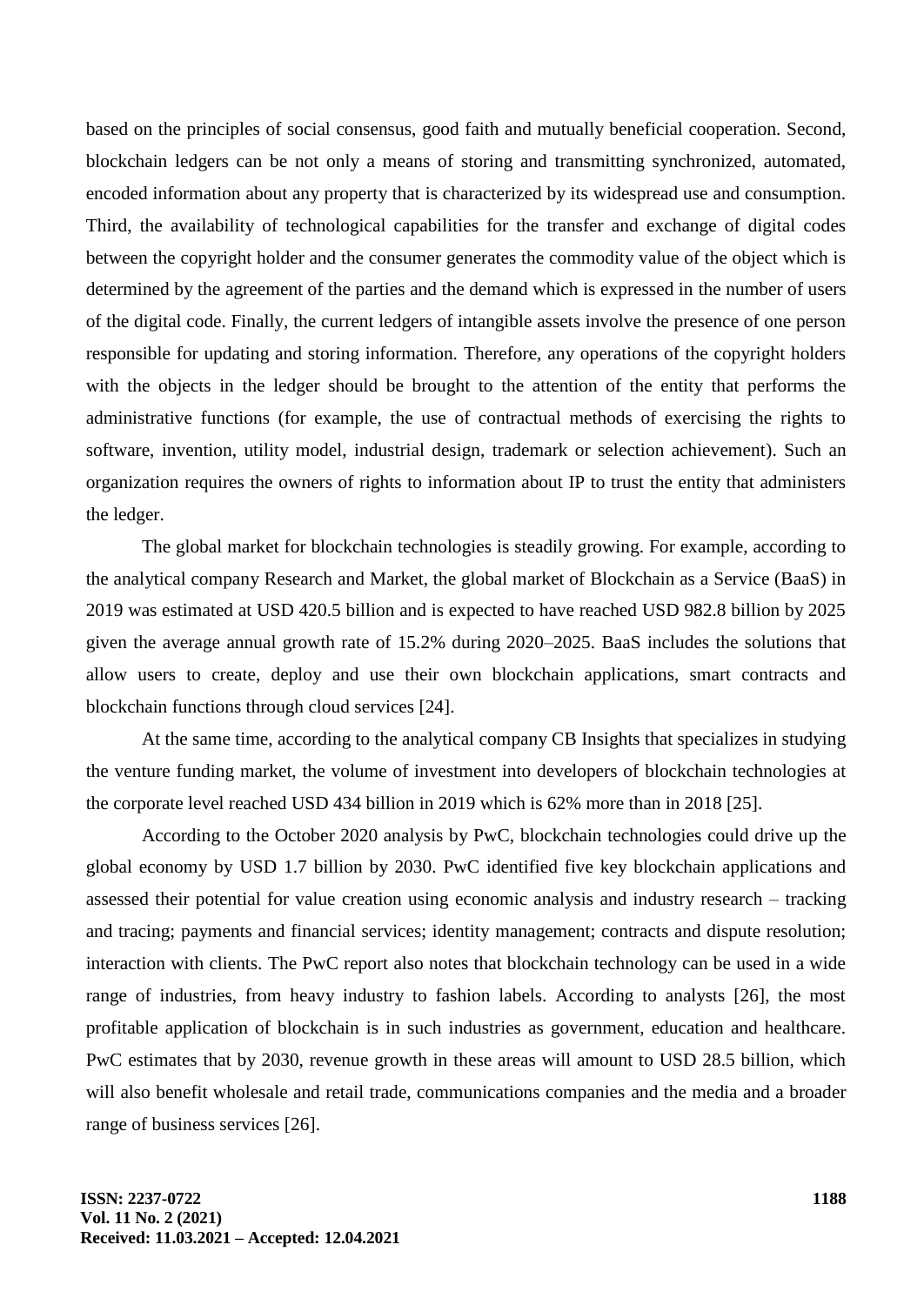based on the principles of social consensus, good faith and mutually beneficial cooperation. Second, blockchain ledgers can be not only a means of storing and transmitting synchronized, automated, encoded information about any property that is characterized by its widespread use and consumption. Third, the availability of technological capabilities for the transfer and exchange of digital codes between the copyright holder and the consumer generates the commodity value of the object which is determined by the agreement of the parties and the demand which is expressed in the number of users of the digital code. Finally, the current ledgers of intangible assets involve the presence of one person responsible for updating and storing information. Therefore, any operations of the copyright holders with the objects in the ledger should be brought to the attention of the entity that performs the administrative functions (for example, the use of contractual methods of exercising the rights to software, invention, utility model, industrial design, trademark or selection achievement). Such an organization requires the owners of rights to information about IP to trust the entity that administers the ledger.

The global market for blockchain technologies is steadily growing. For example, according to the analytical company Research and Market, the global market of Blockchain as a Service (BaaS) in 2019 was estimated at USD 420.5 billion and is expected to have reached USD 982.8 billion by 2025 given the average annual growth rate of 15.2% during 2020–2025. BaaS includes the solutions that allow users to create, deploy and use their own blockchain applications, smart contracts and blockchain functions through cloud services [24].

At the same time, according to the analytical company CB Insights that specializes in studying the venture funding market, the volume of investment into developers of blockchain technologies at the corporate level reached USD 434 billion in 2019 which is 62% more than in 2018 [25].

According to the October 2020 analysis by PwC, blockchain technologies could drive up the global economy by USD 1.7 billion by 2030. PwC identified five key blockchain applications and assessed their potential for value creation using economic analysis and industry research – tracking and tracing; payments and financial services; identity management; contracts and dispute resolution; interaction with clients. The PwC report also notes that blockchain technology can be used in a wide range of industries, from heavy industry to fashion labels. According to analysts [26], the most profitable application of blockchain is in such industries as government, education and healthcare. PwC estimates that by 2030, revenue growth in these areas will amount to USD 28.5 billion, which will also benefit wholesale and retail trade, communications companies and the media and a broader range of business services [26].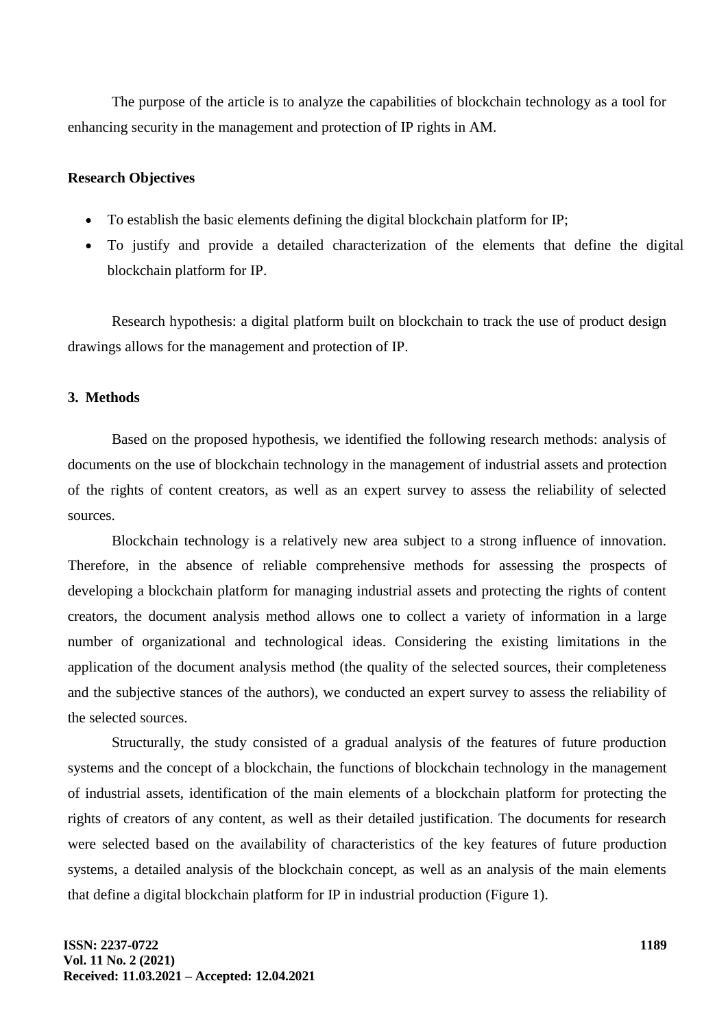The purpose of the article is to analyze the capabilities of blockchain technology as a tool for enhancing security in the management and protection of IP rights in AM.

**Research Objectives**

- To establish the basic elements defining the digital blockchain platform for IP;
- To justify and provide a detailed characterization of the elements that define the digital blockchain platform for IP.

Research hypothesis: a digital platform built on blockchain to track the use of product design drawings allows for the management and protection of IP.

## 3. Methods

Based on the proposed hypothesis, we identified the following research methods: analysis of documents on the use of blockchain technology in the management of industrial assets and protection of the rights of content creators, as well as an expert survey to assess the reliability of selected sources.

Blockchain technology is a relatively new area subject to a strong influence of innovation. Therefore, in the absence of reliable comprehensive methods for assessing the prospects of developing a blockchain platform for managing industrial assets and protecting the rights of content creators, the document analysis method allows one to collect a variety of information in a large number of organizational and technological ideas. Considering the existing limitations in the application of the document analysis method (the quality of the selected sources, their completeness and the subjective stances of the authors), we conducted an expert survey to assess the reliability of the selected sources.

Structurally, the study consisted of a gradual analysis of the features of future production systems and the concept of a blockchain, the functions of blockchain technology in the management of industrial assets, identification of the main elements of a blockchain platform for protecting the rights of creators of any content, as well as their detailed justification. The documents for research were selected based on the availability of characteristics of the key features of future production systems, a detailed analysis of the blockchain concept, as well as an analysis of the main elements that define a digital blockchain platform for IP in industrial production (Figure 1).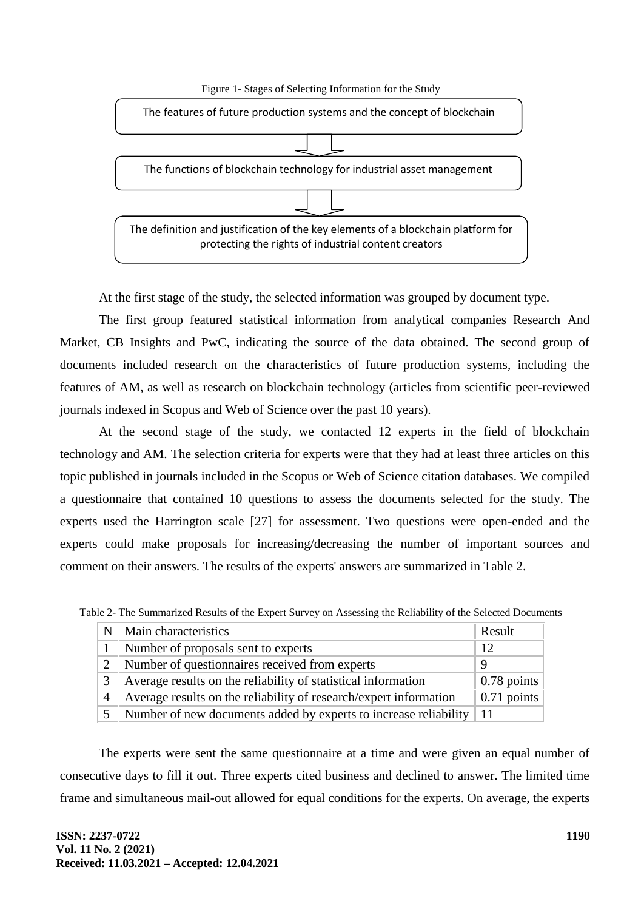Figure 1- Stages of Selecting Information for the Study

The features of future production systems and the concept of blockchain

↓

The functions of blockchain technology for industrial asset management

↓

The definition and justification of the key elements of a blockchain platform for protecting the rights of industrial content creators

At the first stage of the study, the selected information was grouped by document type.

The first group featured statistical information from analytical companies Research And Market, CB Insights and PwC, indicating the source of the data obtained. The second group of documents included research on the characteristics of future production systems, including the features of AM, as well as research on blockchain technology (articles from scientific peer-reviewed journals indexed in Scopus and Web of Science over the past 10 years).

At the second stage of the study, we contacted 12 experts in the field of blockchain technology and AM. The selection criteria for experts were that they had at least three articles on this topic published in journals included in the Scopus or Web of Science citation databases. We compiled a questionnaire that contained 10 questions to assess the documents selected for the study. The experts used the Harrington scale [27] for assessment. Two questions were open-ended and the experts could make proposals for increasing/decreasing the number of important sources and comment on their answers. The results of the experts' answers are summarized in Table 2.

Table 2- The Summarized Results of the Expert Survey on Assessing the Reliability of the Selected Documents

| N | Main characteristics | Result |
|---|---|---|
| 1 | Number of proposals sent to experts | 12 |
| 2 | Number of questionnaires received from experts | 9 |
| 3 | Average results on the reliability of statistical information | 0.78 points |
| 4 | Average results on the reliability of research/expert information | 0.71 points |
| 5 | Number of new documents added by experts to increase reliability | 11 |

The experts were sent the same questionnaire at a time and were given an equal number of consecutive days to fill it out. Three experts cited business and declined to answer. The limited time frame and simultaneous mail-out allowed for equal conditions for the experts. On average, the experts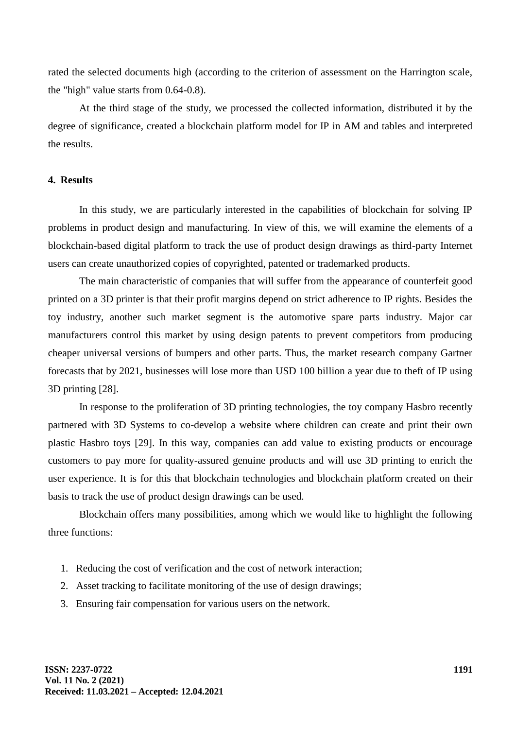rated the selected documents high (according to the criterion of assessment on the Harrington scale, the "high" value starts from 0.64-0.8).

At the third stage of the study, we processed the collected information, distributed it by the degree of significance, created a blockchain platform model for IP in AM and tables and interpreted the results.

## 4. Results

In this study, we are particularly interested in the capabilities of blockchain for solving IP problems in product design and manufacturing. In view of this, we will examine the elements of a blockchain-based digital platform to track the use of product design drawings as third-party Internet users can create unauthorized copies of copyrighted, patented or trademarked products.

The main characteristic of companies that will suffer from the appearance of counterfeit good printed on a 3D printer is that their profit margins depend on strict adherence to IP rights. Besides the toy industry, another such market segment is the automotive spare parts industry. Major car manufacturers control this market by using design patents to prevent competitors from producing cheaper universal versions of bumpers and other parts. Thus, the market research company Gartner forecasts that by 2021, businesses will lose more than USD 100 billion a year due to theft of IP using 3D printing [28].

In response to the proliferation of 3D printing technologies, the toy company Hasbro recently partnered with 3D Systems to co-develop a website where children can create and print their own plastic Hasbro toys [29]. In this way, companies can add value to existing products or encourage customers to pay more for quality-assured genuine products and will use 3D printing to enrich the user experience. It is for this that blockchain technologies and blockchain platform created on their basis to track the use of product design drawings can be used.

Blockchain offers many possibilities, among which we would like to highlight the following three functions:

1. Reducing the cost of verification and the cost of network interaction;
2. Asset tracking to facilitate monitoring of the use of design drawings;
3. Ensuring fair compensation for various users on the network.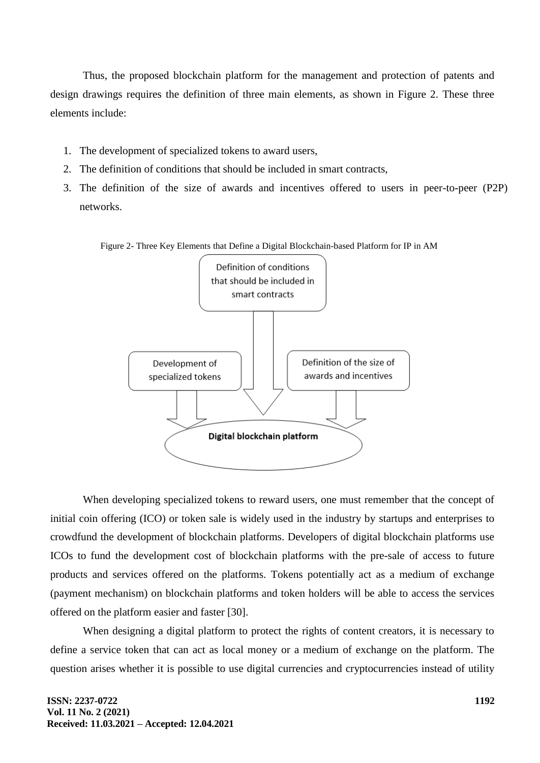Thus, the proposed blockchain platform for the management and protection of patents and design drawings requires the definition of three main elements, as shown in Figure 2. These three elements include:

1. The development of specialized tokens to award users,
2. The definition of conditions that should be included in smart contracts,
3. The definition of the size of awards and incentives offered to users in peer-to-peer (P2P) networks.

Figure 2- Three Key Elements that Define a Digital Blockchain-based Platform for IP in AM

Definition of conditions that should be included in smart contracts

Development of specialized tokens

Definition of the size of awards and incentives

**Digital blockchain platform**

When developing specialized tokens to reward users, one must remember that the concept of initial coin offering (ICO) or token sale is widely used in the industry by startups and enterprises to crowdfund the development of blockchain platforms. Developers of digital blockchain platforms use ICOs to fund the development cost of blockchain platforms with the pre-sale of access to future products and services offered on the platforms. Tokens potentially act as a medium of exchange (payment mechanism) on blockchain platforms and token holders will be able to access the services offered on the platform easier and faster [30].

When designing a digital platform to protect the rights of content creators, it is necessary to define a service token that can act as local money or a medium of exchange on the platform. The question arises whether it is possible to use digital currencies and cryptocurrencies instead of utility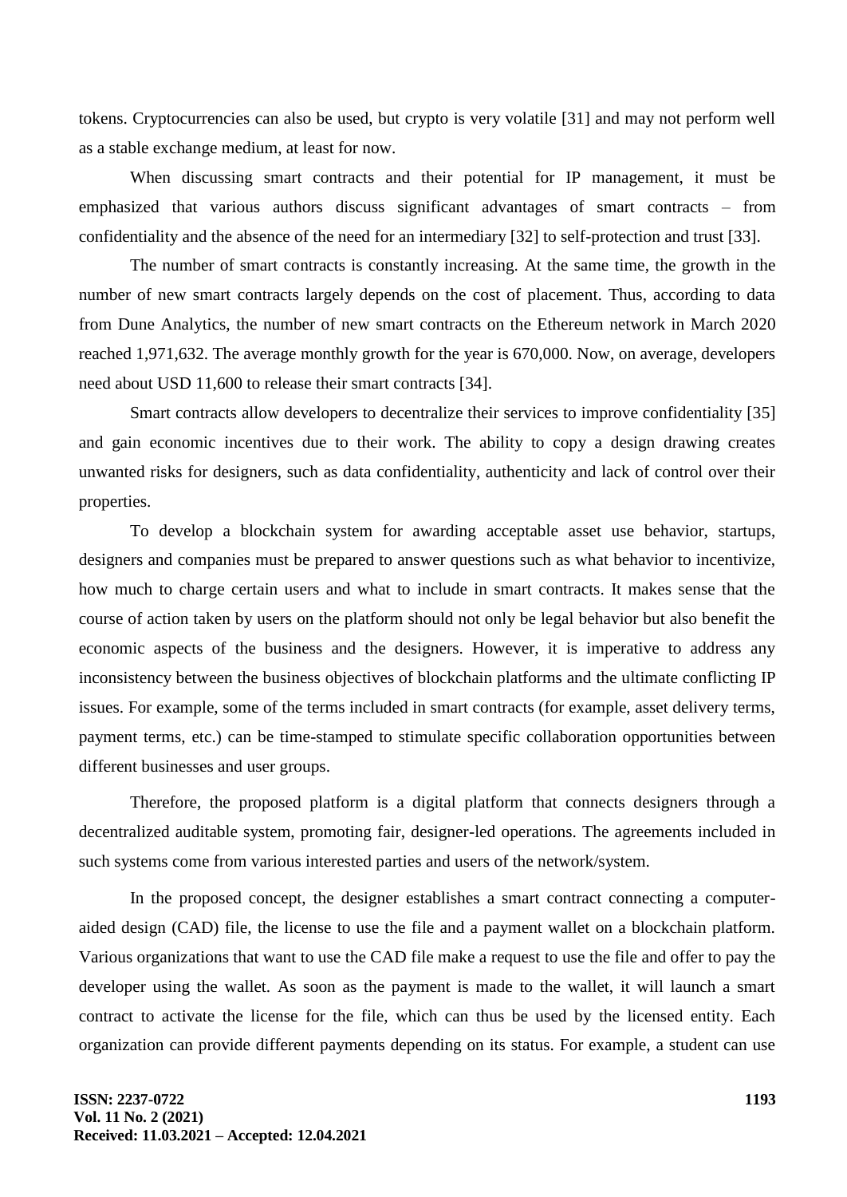tokens. Cryptocurrencies can also be used, but crypto is very volatile [31] and may not perform well as a stable exchange medium, at least for now.

When discussing smart contracts and their potential for IP management, it must be emphasized that various authors discuss significant advantages of smart contracts – from confidentiality and the absence of the need for an intermediary [32] to self-protection and trust [33].

The number of smart contracts is constantly increasing. At the same time, the growth in the number of new smart contracts largely depends on the cost of placement. Thus, according to data from Dune Analytics, the number of new smart contracts on the Ethereum network in March 2020 reached 1,971,632. The average monthly growth for the year is 670,000. Now, on average, developers need about USD 11,600 to release their smart contracts [34].

Smart contracts allow developers to decentralize their services to improve confidentiality [35] and gain economic incentives due to their work. The ability to copy a design drawing creates unwanted risks for designers, such as data confidentiality, authenticity and lack of control over their properties.

To develop a blockchain system for awarding acceptable asset use behavior, startups, designers and companies must be prepared to answer questions such as what behavior to incentivize, how much to charge certain users and what to include in smart contracts. It makes sense that the course of action taken by users on the platform should not only be legal behavior but also benefit the economic aspects of the business and the designers. However, it is imperative to address any inconsistency between the business objectives of blockchain platforms and the ultimate conflicting IP issues. For example, some of the terms included in smart contracts (for example, asset delivery terms, payment terms, etc.) can be time-stamped to stimulate specific collaboration opportunities between different businesses and user groups.

Therefore, the proposed platform is a digital platform that connects designers through a decentralized auditable system, promoting fair, designer-led operations. The agreements included in such systems come from various interested parties and users of the network/system.

In the proposed concept, the designer establishes a smart contract connecting a computer-aided design (CAD) file, the license to use the file and a payment wallet on a blockchain platform. Various organizations that want to use the CAD file make a request to use the file and offer to pay the developer using the wallet. As soon as the payment is made to the wallet, it will launch a smart contract to activate the license for the file, which can thus be used by the licensed entity. Each organization can provide different payments depending on its status. For example, a student can use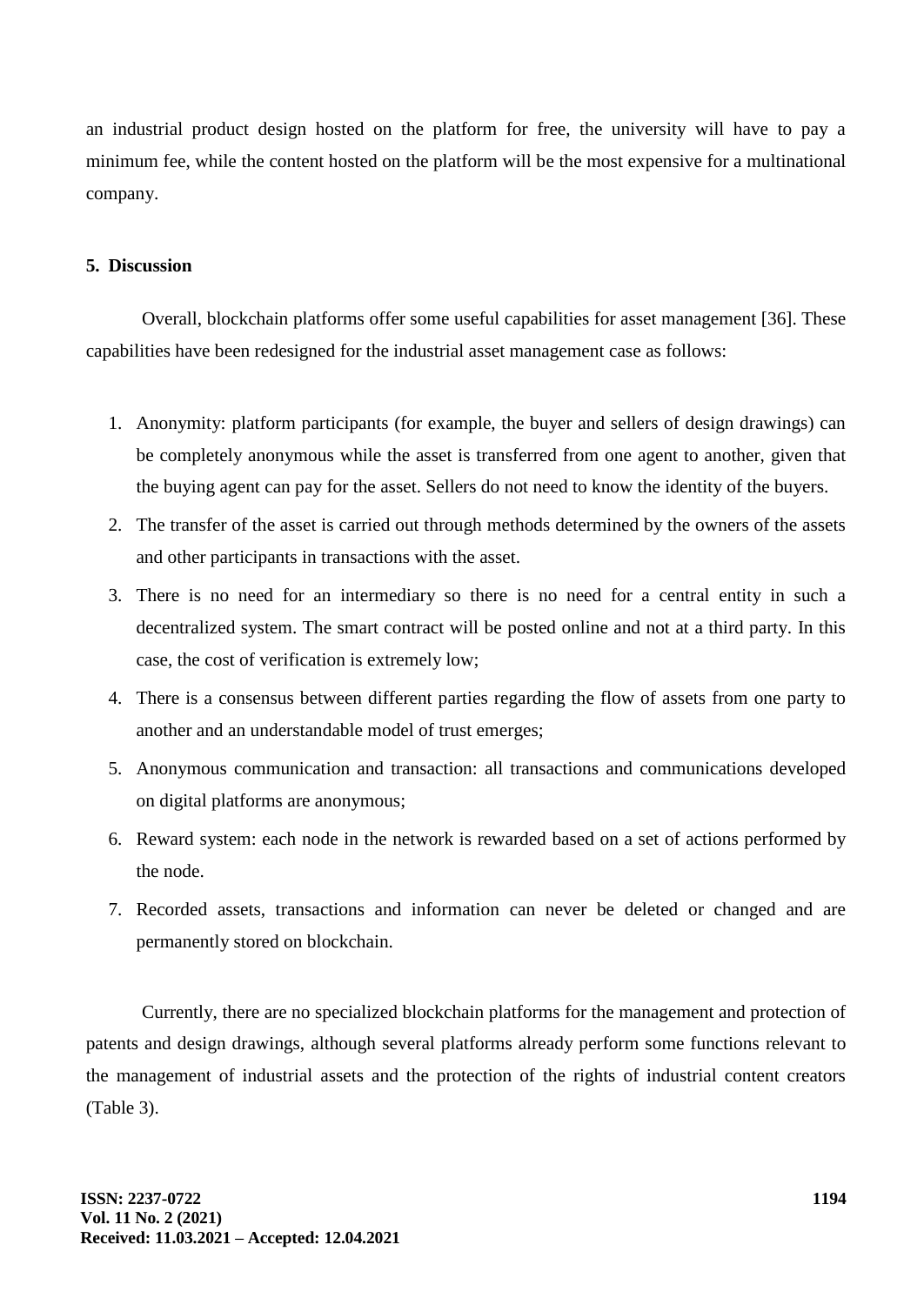an industrial product design hosted on the platform for free, the university will have to pay a minimum fee, while the content hosted on the platform will be the most expensive for a multinational company.

## 5. Discussion

Overall, blockchain platforms offer some useful capabilities for asset management [36]. These capabilities have been redesigned for the industrial asset management case as follows:

1. Anonymity: platform participants (for example, the buyer and sellers of design drawings) can be completely anonymous while the asset is transferred from one agent to another, given that the buying agent can pay for the asset. Sellers do not need to know the identity of the buyers.
2. The transfer of the asset is carried out through methods determined by the owners of the assets and other participants in transactions with the asset.
3. There is no need for an intermediary so there is no need for a central entity in such a decentralized system. The smart contract will be posted online and not at a third party. In this case, the cost of verification is extremely low;
4. There is a consensus between different parties regarding the flow of assets from one party to another and an understandable model of trust emerges;
5. Anonymous communication and transaction: all transactions and communications developed on digital platforms are anonymous;
6. Reward system: each node in the network is rewarded based on a set of actions performed by the node.
7. Recorded assets, transactions and information can never be deleted or changed and are permanently stored on blockchain.

Currently, there are no specialized blockchain platforms for the management and protection of patents and design drawings, although several platforms already perform some functions relevant to the management of industrial assets and the protection of the rights of industrial content creators (Table 3).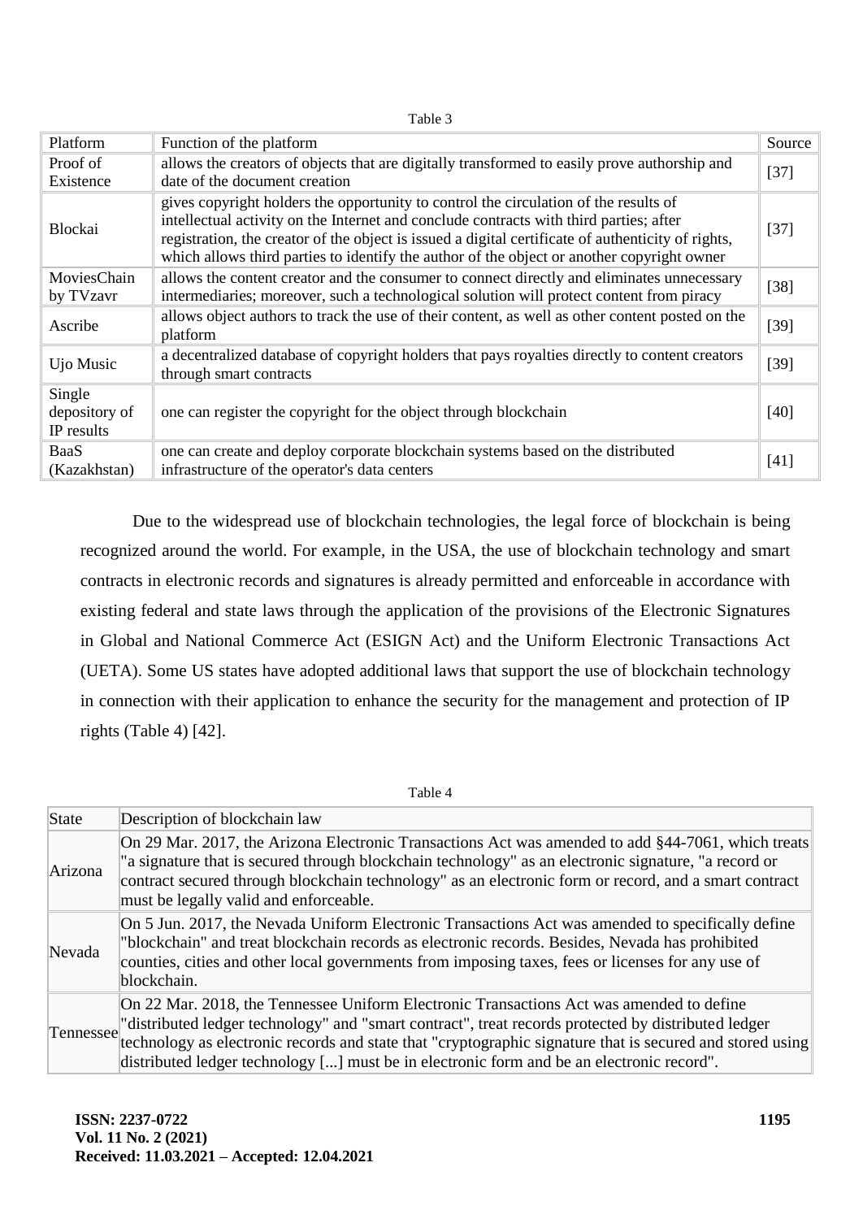Table 3

| Platform | Function of the platform | Source |
|---|---|---|
| Proof of Existence | allows the creators of objects that are digitally transformed to easily prove authorship and date of the document creation | [37] |
| Blockai | gives copyright holders the opportunity to control the circulation of the results of intellectual activity on the Internet and conclude contracts with third parties; after registration, the creator of the object is issued a digital certificate of authenticity of rights, which allows third parties to identify the author of the object or another copyright owner | [37] |
| MoviesChain by TVzavr | allows the content creator and the consumer to connect directly and eliminates unnecessary intermediaries; moreover, such a technological solution will protect content from piracy | [38] |
| Ascribe | allows object authors to track the use of their content, as well as other content posted on the platform | [39] |
| Ujo Music | a decentralized database of copyright holders that pays royalties directly to content creators through smart contracts | [39] |
| Single depository of IP results | one can register the copyright for the object through blockchain | [40] |
| BaaS (Kazakhstan) | one can create and deploy corporate blockchain systems based on the distributed infrastructure of the operator's data centers | [41] |

Due to the widespread use of blockchain technologies, the legal force of blockchain is being recognized around the world. For example, in the USA, the use of blockchain technology and smart contracts in electronic records and signatures is already permitted and enforceable in accordance with existing federal and state laws through the application of the provisions of the Electronic Signatures in Global and National Commerce Act (ESIGN Act) and the Uniform Electronic Transactions Act (UETA). Some US states have adopted additional laws that support the use of blockchain technology in connection with their application to enhance the security for the management and protection of IP rights (Table 4) [42].

Table 4

| State | Description of blockchain law |
|---|---|
| Arizona | On 29 Mar. 2017, the Arizona Electronic Transactions Act was amended to add §44-7061, which treats "a signature that is secured through blockchain technology" as an electronic signature, "a record or contract secured through blockchain technology" as an electronic form or record, and a smart contract must be legally valid and enforceable. |
| Nevada | On 5 Jun. 2017, the Nevada Uniform Electronic Transactions Act was amended to specifically define "blockchain" and treat blockchain records as electronic records. Besides, Nevada has prohibited counties, cities and other local governments from imposing taxes, fees or licenses for any use of blockchain. |
| Tennessee | On 22 Mar. 2018, the Tennessee Uniform Electronic Transactions Act was amended to define "distributed ledger technology" and "smart contract", treat records protected by distributed ledger technology as electronic records and state that "cryptographic signature that is secured and stored using distributed ledger technology [...] must be in electronic form and be an electronic record". |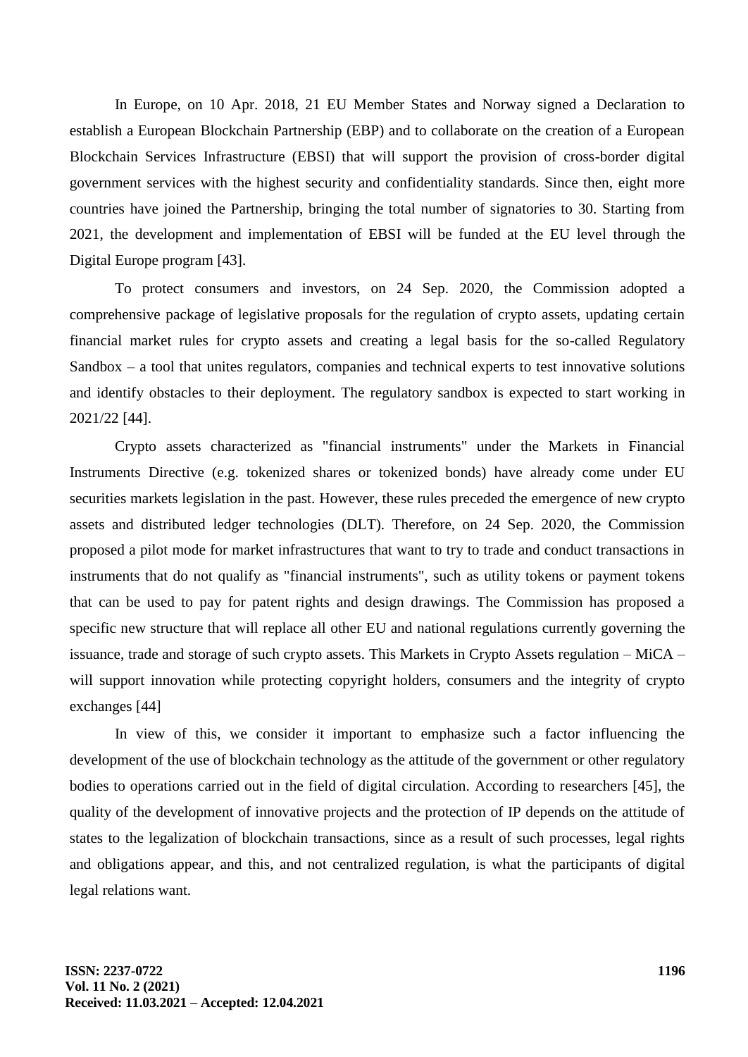In Europe, on 10 Apr. 2018, 21 EU Member States and Norway signed a Declaration to establish a European Blockchain Partnership (EBP) and to collaborate on the creation of a European Blockchain Services Infrastructure (EBSI) that will support the provision of cross-border digital government services with the highest security and confidentiality standards. Since then, eight more countries have joined the Partnership, bringing the total number of signatories to 30. Starting from 2021, the development and implementation of EBSI will be funded at the EU level through the Digital Europe program [43].

To protect consumers and investors, on 24 Sep. 2020, the Commission adopted a comprehensive package of legislative proposals for the regulation of crypto assets, updating certain financial market rules for crypto assets and creating a legal basis for the so-called Regulatory Sandbox – a tool that unites regulators, companies and technical experts to test innovative solutions and identify obstacles to their deployment. The regulatory sandbox is expected to start working in 2021/22 [44].

Crypto assets characterized as "financial instruments" under the Markets in Financial Instruments Directive (e.g. tokenized shares or tokenized bonds) have already come under EU securities markets legislation in the past. However, these rules preceded the emergence of new crypto assets and distributed ledger technologies (DLT). Therefore, on 24 Sep. 2020, the Commission proposed a pilot mode for market infrastructures that want to try to trade and conduct transactions in instruments that do not qualify as "financial instruments", such as utility tokens or payment tokens that can be used to pay for patent rights and design drawings. The Commission has proposed a specific new structure that will replace all other EU and national regulations currently governing the issuance, trade and storage of such crypto assets. This Markets in Crypto Assets regulation – MiCA – will support innovation while protecting copyright holders, consumers and the integrity of crypto exchanges [44]

In view of this, we consider it important to emphasize such a factor influencing the development of the use of blockchain technology as the attitude of the government or other regulatory bodies to operations carried out in the field of digital circulation. According to researchers [45], the quality of the development of innovative projects and the protection of IP depends on the attitude of states to the legalization of blockchain transactions, since as a result of such processes, legal rights and obligations appear, and this, and not centralized regulation, is what the participants of digital legal relations want.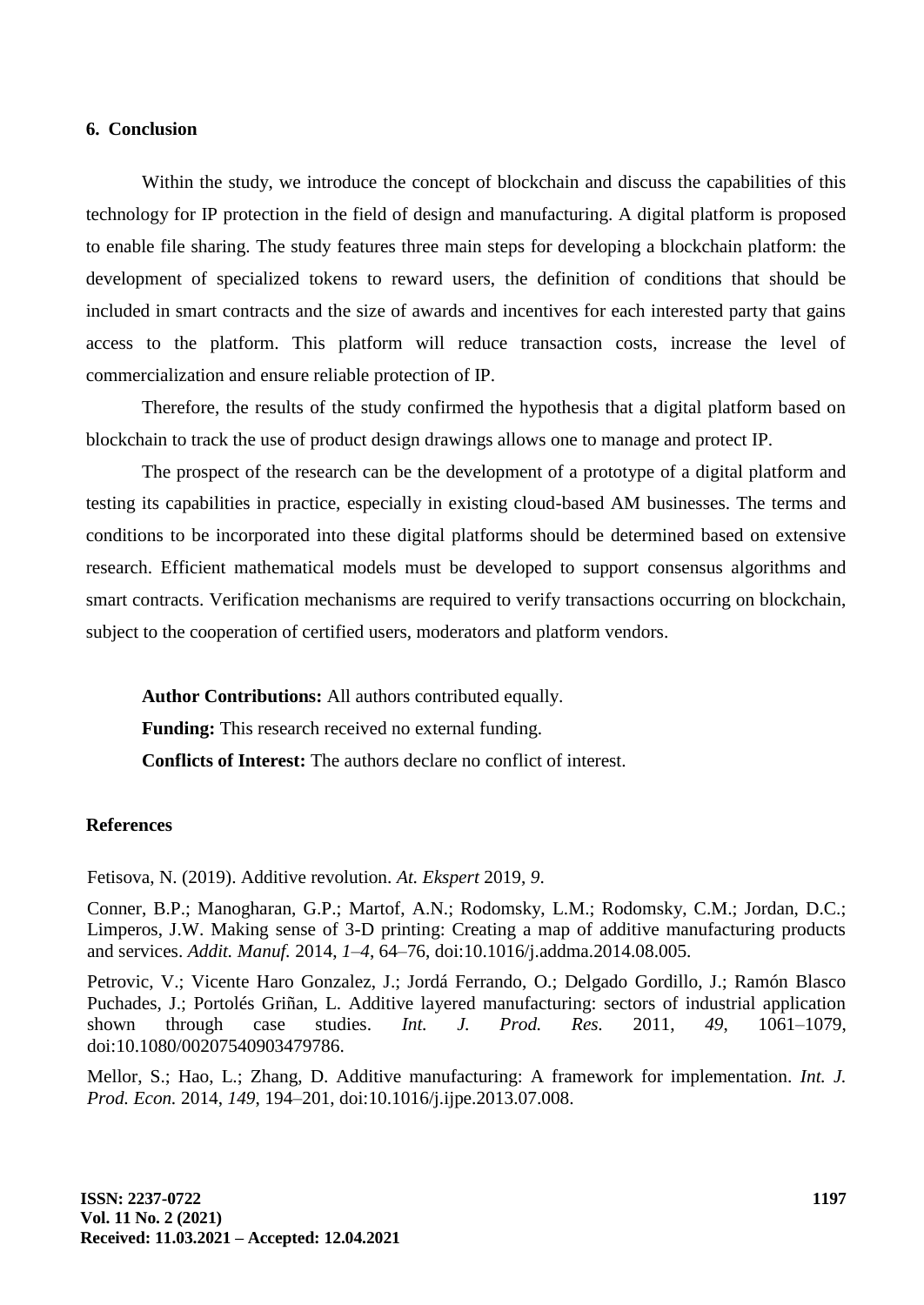## 6. Conclusion

Within the study, we introduce the concept of blockchain and discuss the capabilities of this technology for IP protection in the field of design and manufacturing. A digital platform is proposed to enable file sharing. The study features three main steps for developing a blockchain platform: the development of specialized tokens to reward users, the definition of conditions that should be included in smart contracts and the size of awards and incentives for each interested party that gains access to the platform. This platform will reduce transaction costs, increase the level of commercialization and ensure reliable protection of IP.

Therefore, the results of the study confirmed the hypothesis that a digital platform based on blockchain to track the use of product design drawings allows one to manage and protect IP.

The prospect of the research can be the development of a prototype of a digital platform and testing its capabilities in practice, especially in existing cloud-based AM businesses. The terms and conditions to be incorporated into these digital platforms should be determined based on extensive research. Efficient mathematical models must be developed to support consensus algorithms and smart contracts. Verification mechanisms are required to verify transactions occurring on blockchain, subject to the cooperation of certified users, moderators and platform vendors.

**Author Contributions:** All authors contributed equally.

**Funding:** This research received no external funding.

**Conflicts of Interest:** The authors declare no conflict of interest.

## References

Fetisova, N. (2019). Additive revolution. *At. Ekspert* 2019, *9*.

Conner, B.P.; Manogharan, G.P.; Martof, A.N.; Rodomsky, L.M.; Rodomsky, C.M.; Jordan, D.C.; Limperos, J.W. Making sense of 3-D printing: Creating a map of additive manufacturing products and services. *Addit. Manuf.* 2014, *1–4*, 64–76, doi:10.1016/j.addma.2014.08.005.

Petrovic, V.; Vicente Haro Gonzalez, J.; Jordá Ferrando, O.; Delgado Gordillo, J.; Ramón Blasco Puchades, J.; Portolés Griñan, L. Additive layered manufacturing: sectors of industrial application shown through case studies. *Int. J. Prod. Res.* 2011, *49*, 1061–1079, doi:10.1080/00207540903479786.

Mellor, S.; Hao, L.; Zhang, D. Additive manufacturing: A framework for implementation. *Int. J. Prod. Econ.* 2014, *149*, 194–201, doi:10.1016/j.ijpe.2013.07.008.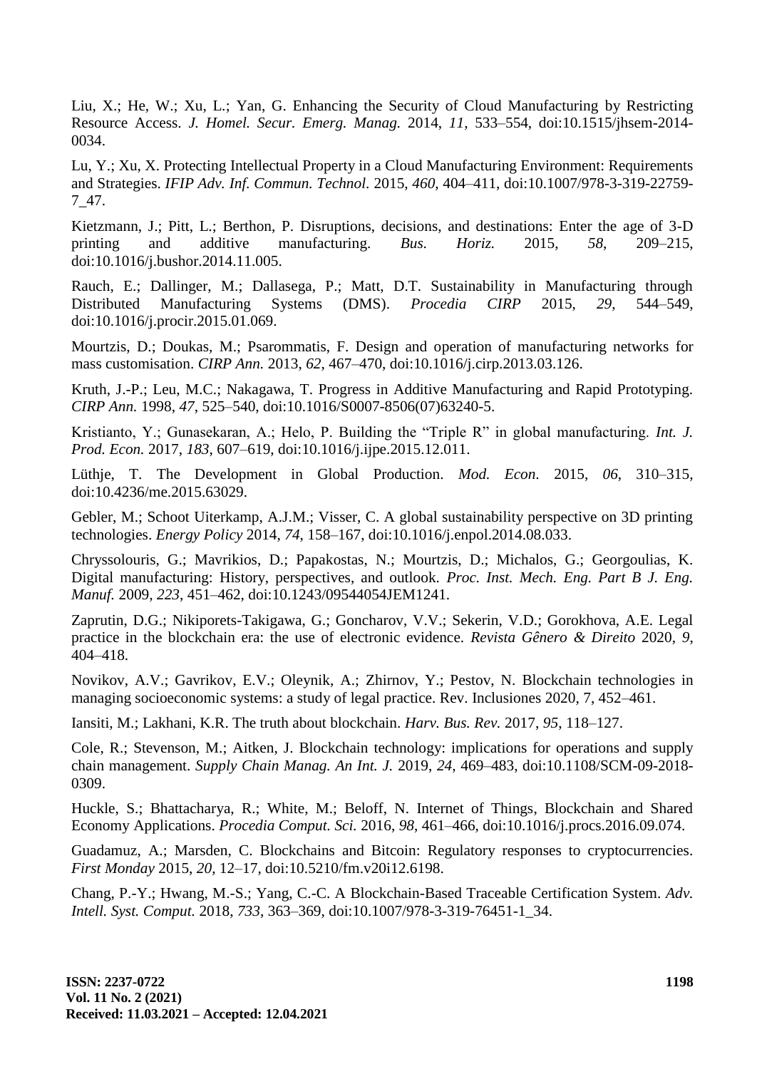Liu, X.; He, W.; Xu, L.; Yan, G. Enhancing the Security of Cloud Manufacturing by Restricting Resource Access. *J. Homel. Secur. Emerg. Manag.* 2014, *11*, 533–554, doi:10.1515/jhsem-2014-0034.

Lu, Y.; Xu, X. Protecting Intellectual Property in a Cloud Manufacturing Environment: Requirements and Strategies. *IFIP Adv. Inf. Commun. Technol.* 2015, *460*, 404–411, doi:10.1007/978-3-319-22759-7_47.

Kietzmann, J.; Pitt, L.; Berthon, P. Disruptions, decisions, and destinations: Enter the age of 3-D printing and additive manufacturing. *Bus. Horiz.* 2015, *58*, 209–215, doi:10.1016/j.bushor.2014.11.005.

Rauch, E.; Dallinger, M.; Dallasega, P.; Matt, D.T. Sustainability in Manufacturing through Distributed Manufacturing Systems (DMS). *Procedia CIRP* 2015, *29*, 544–549, doi:10.1016/j.procir.2015.01.069.

Mourtzis, D.; Doukas, M.; Psarommatis, F. Design and operation of manufacturing networks for mass customisation. *CIRP Ann.* 2013, *62*, 467–470, doi:10.1016/j.cirp.2013.03.126.

Kruth, J.-P.; Leu, M.C.; Nakagawa, T. Progress in Additive Manufacturing and Rapid Prototyping. *CIRP Ann.* 1998, *47*, 525–540, doi:10.1016/S0007-8506(07)63240-5.

Kristianto, Y.; Gunasekaran, A.; Helo, P. Building the "Triple R" in global manufacturing. *Int. J. Prod. Econ.* 2017, *183*, 607–619, doi:10.1016/j.ijpe.2015.12.011.

Lüthje, T. The Development in Global Production. *Mod. Econ.* 2015, *06*, 310–315, doi:10.4236/me.2015.63029.

Gebler, M.; Schoot Uiterkamp, A.J.M.; Visser, C. A global sustainability perspective on 3D printing technologies. *Energy Policy* 2014, *74*, 158–167, doi:10.1016/j.enpol.2014.08.033.

Chryssolouris, G.; Mavrikios, D.; Papakostas, N.; Mourtzis, D.; Michalos, G.; Georgoulias, K. Digital manufacturing: History, perspectives, and outlook. *Proc. Inst. Mech. Eng. Part B J. Eng. Manuf.* 2009, *223*, 451–462, doi:10.1243/09544054JEM1241.

Zaprutin, D.G.; Nikiporets-Takigawa, G.; Goncharov, V.V.; Sekerin, V.D.; Gorokhova, A.E. Legal practice in the blockchain era: the use of electronic evidence. *Revista Gênero & Direito* 2020, *9*, 404–418.

Novikov, A.V.; Gavrikov, E.V.; Oleynik, A.; Zhirnov, Y.; Pestov, N. Blockchain technologies in managing socioeconomic systems: a study of legal practice. Rev. Inclusiones 2020, 7, 452–461.

Iansiti, M.; Lakhani, K.R. The truth about blockchain. *Harv. Bus. Rev.* 2017, *95*, 118–127.

Cole, R.; Stevenson, M.; Aitken, J. Blockchain technology: implications for operations and supply chain management. *Supply Chain Manag. An Int. J.* 2019, *24*, 469–483, doi:10.1108/SCM-09-2018-0309.

Huckle, S.; Bhattacharya, R.; White, M.; Beloff, N. Internet of Things, Blockchain and Shared Economy Applications. *Procedia Comput. Sci.* 2016, *98*, 461–466, doi:10.1016/j.procs.2016.09.074.

Guadamuz, A.; Marsden, C. Blockchains and Bitcoin: Regulatory responses to cryptocurrencies. *First Monday* 2015, *20*, 12–17, doi:10.5210/fm.v20i12.6198.

Chang, P.-Y.; Hwang, M.-S.; Yang, C.-C. A Blockchain-Based Traceable Certification System. *Adv. Intell. Syst. Comput.* 2018, *733*, 363–369, doi:10.1007/978-3-319-76451-1_34.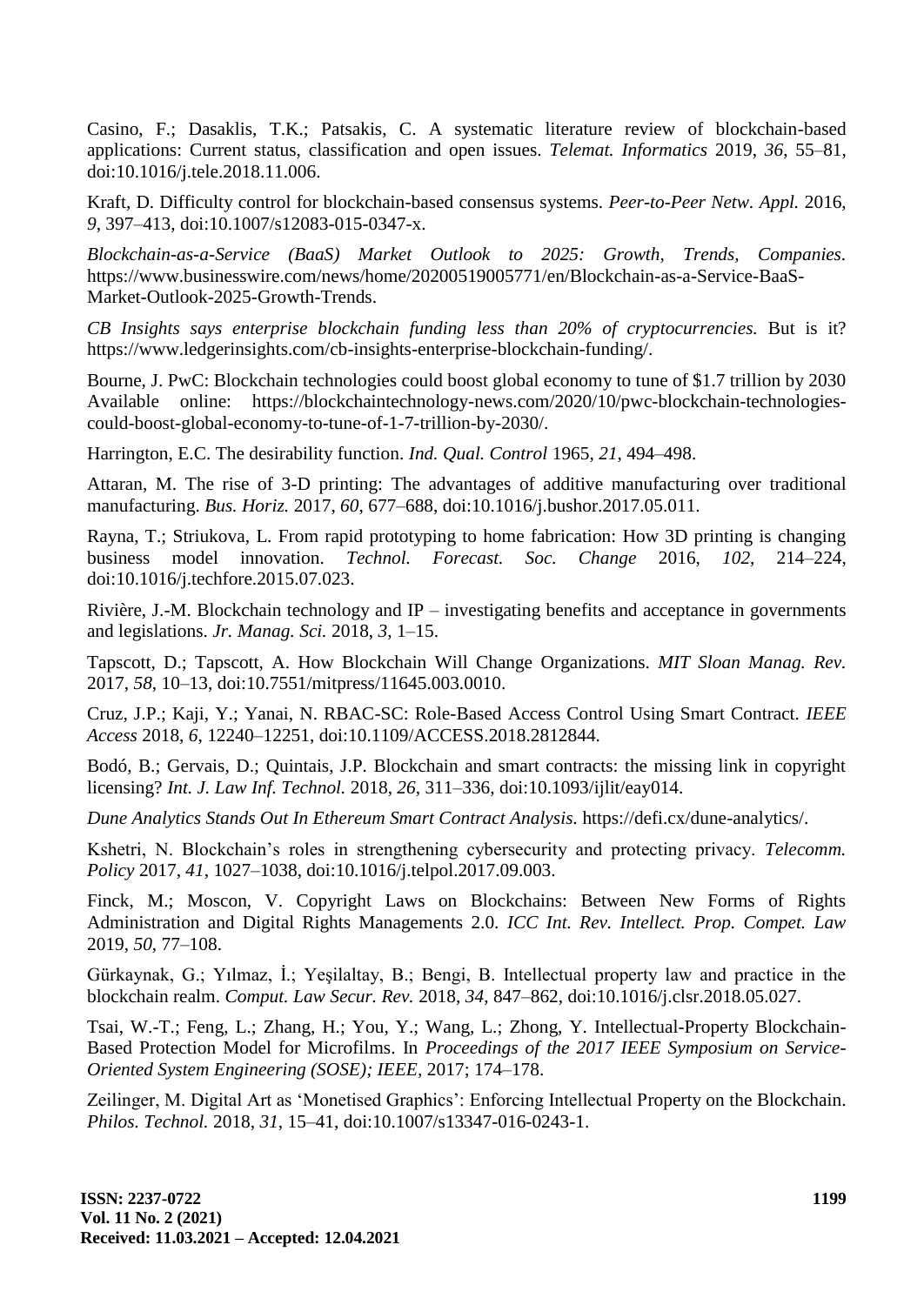Casino, F.; Dasaklis, T.K.; Patsakis, C. A systematic literature review of blockchain-based applications: Current status, classification and open issues. *Telemat. Informatics* 2019, *36*, 55–81, doi:10.1016/j.tele.2018.11.006.

Kraft, D. Difficulty control for blockchain-based consensus systems. *Peer-to-Peer Netw. Appl.* 2016, *9*, 397–413, doi:10.1007/s12083-015-0347-x.

*Blockchain-as-a-Service (BaaS) Market Outlook to 2025: Growth, Trends, Companies*. https://www.businesswire.com/news/home/20200519005771/en/Blockchain-as-a-Service-BaaS-Market-Outlook-2025-Growth-Trends.

*CB Insights says enterprise blockchain funding less than 20% of cryptocurrencies.* But is it? https://www.ledgerinsights.com/cb-insights-enterprise-blockchain-funding/.

Bourne, J. PwC: Blockchain technologies could boost global economy to tune of $1.7 trillion by 2030 Available online: https://blockchaintechnology-news.com/2020/10/pwc-blockchain-technologies-could-boost-global-economy-to-tune-of-1-7-trillion-by-2030/.

Harrington, E.C. The desirability function. *Ind. Qual. Control* 1965, *21*, 494–498.

Attaran, M. The rise of 3-D printing: The advantages of additive manufacturing over traditional manufacturing. *Bus. Horiz.* 2017, *60*, 677–688, doi:10.1016/j.bushor.2017.05.011.

Rayna, T.; Striukova, L. From rapid prototyping to home fabrication: How 3D printing is changing business model innovation. *Technol. Forecast. Soc. Change* 2016, *102*, 214–224, doi:10.1016/j.techfore.2015.07.023.

Rivière, J.-M. Blockchain technology and IP – investigating benefits and acceptance in governments and legislations. *Jr. Manag. Sci.* 2018, *3*, 1–15.

Tapscott, D.; Tapscott, A. How Blockchain Will Change Organizations. *MIT Sloan Manag. Rev.* 2017, *58*, 10–13, doi:10.7551/mitpress/11645.003.0010.

Cruz, J.P.; Kaji, Y.; Yanai, N. RBAC-SC: Role-Based Access Control Using Smart Contract. *IEEE Access* 2018, *6*, 12240–12251, doi:10.1109/ACCESS.2018.2812844.

Bodó, B.; Gervais, D.; Quintais, J.P. Blockchain and smart contracts: the missing link in copyright licensing? *Int. J. Law Inf. Technol.* 2018, *26*, 311–336, doi:10.1093/ijlit/eay014.

*Dune Analytics Stands Out In Ethereum Smart Contract Analysis.* https://defi.cx/dune-analytics/.

Kshetri, N. Blockchain's roles in strengthening cybersecurity and protecting privacy. *Telecomm. Policy* 2017, *41*, 1027–1038, doi:10.1016/j.telpol.2017.09.003.

Finck, M.; Moscon, V. Copyright Laws on Blockchains: Between New Forms of Rights Administration and Digital Rights Managements 2.0. *ICC Int. Rev. Intellect. Prop. Compet. Law* 2019, *50*, 77–108.

Gürkaynak, G.; Yılmaz, İ.; Yeşilaltay, B.; Bengi, B. Intellectual property law and practice in the blockchain realm. *Comput. Law Secur. Rev.* 2018, *34*, 847–862, doi:10.1016/j.clsr.2018.05.027.

Tsai, W.-T.; Feng, L.; Zhang, H.; You, Y.; Wang, L.; Zhong, Y. Intellectual-Property Blockchain-Based Protection Model for Microfilms. In *Proceedings of the 2017 IEEE Symposium on Service-Oriented System Engineering (SOSE); IEEE,* 2017; 174–178.

Zeilinger, M. Digital Art as 'Monetised Graphics': Enforcing Intellectual Property on the Blockchain. *Philos. Technol.* 2018, *31*, 15–41, doi:10.1007/s13347-016-0243-1.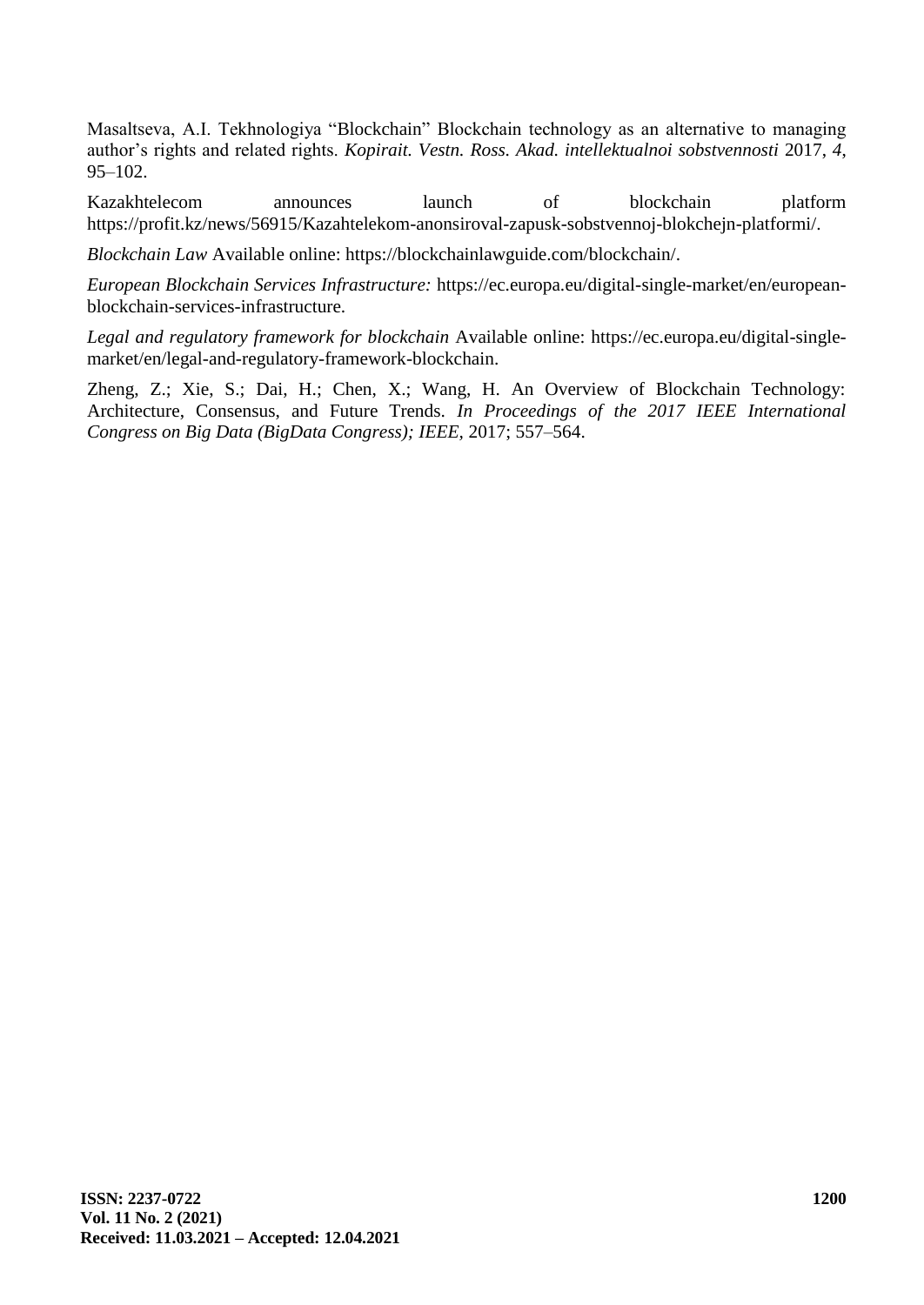Masaltseva, A.I. Tekhnologiya “Blockchain” Blockchain technology as an alternative to managing author’s rights and related rights. *Kopirait. Vestn. Ross. Akad. intellektualnoi sobstvennosti* 2017, *4*, 95–102.

Kazakhtelecom announces launch of blockchain platform https://profit.kz/news/56915/Kazahtelekom-anonsiroval-zapusk-sobstvennoj-blokchejn-platformi/.

*Blockchain Law* Available online: https://blockchainlawguide.com/blockchain/.

*European Blockchain Services Infrastructure:* https://ec.europa.eu/digital-single-market/en/european-blockchain-services-infrastructure.

*Legal and regulatory framework for blockchain* Available online: https://ec.europa.eu/digital-single-market/en/legal-and-regulatory-framework-blockchain.

Zheng, Z.; Xie, S.; Dai, H.; Chen, X.; Wang, H. An Overview of Blockchain Technology: Architecture, Consensus, and Future Trends. *In Proceedings of the 2017 IEEE International Congress on Big Data (BigData Congress); IEEE*, 2017; 557–564.

**Received: 11.03.2021 – Accepted: 12.04.2021**